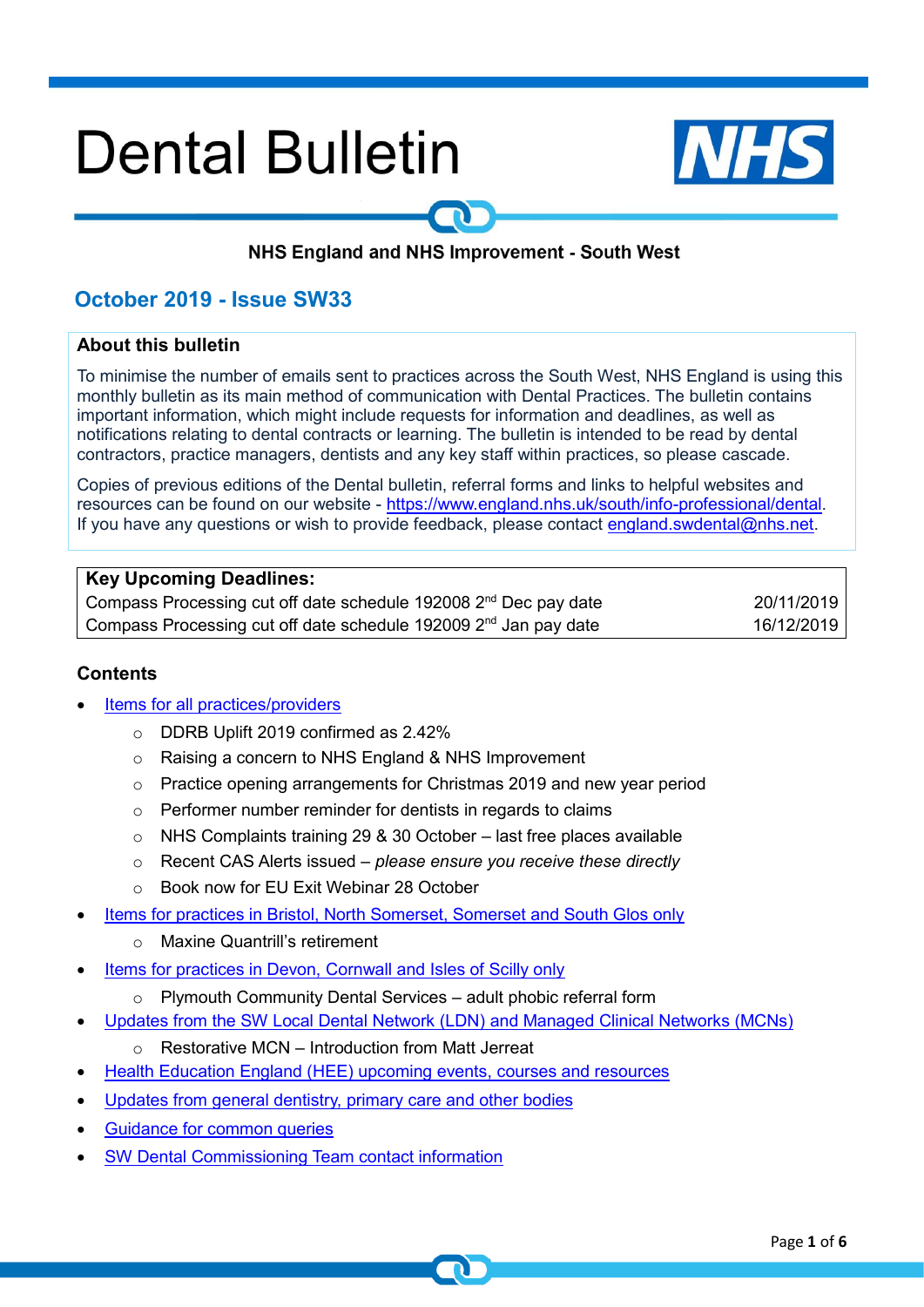# Dental Bulletin

**NHS England and NHS Improvement - South West**

## October 2019 - Issue SW33

### About this bulletin

To minimise the number of emails sent to practices across the South West, NHS England is using this monthly bulletin as its main method of communication with Dental Practices. The bulletin contains important information, which might include requests for information and deadlines, as well as notifications relating to dental contracts or learning. The bulletin is intended to be read by dental contractors, practice managers, dentists and any key staff within practices, so please cascade.

Copies of previous editions of the Dental bulletin, referral forms and links to helpful websites and resources can be found on our website - https://www.england.nhs.uk/south/info-professional/dental. If you have any questions or wish to provide feedback, please contact england.swdental@nhs.net.

| **Key Upcoming Deadlines:** | |
|---|---|
| Compass Processing cut off date schedule 192008 2nd Dec pay date | 20/11/2019 |
| Compass Processing cut off date schedule 192009 2nd Jan pay date | 16/12/2019 |

### Contents

- Items for all practices/providers
  - DDRB Uplift 2019 confirmed as 2.42%
  - Raising a concern to NHS England & NHS Improvement
  - Practice opening arrangements for Christmas 2019 and new year period
  - Performer number reminder for dentists in regards to claims
  - NHS Complaints training 29 & 30 October – last free places available
  - Recent CAS Alerts issued – *please ensure you receive these directly*
  - Book now for EU Exit Webinar 28 October
- Items for practices in Bristol, North Somerset, Somerset and South Glos only
  - Maxine Quantrill's retirement
- Items for practices in Devon, Cornwall and Isles of Scilly only
  - Plymouth Community Dental Services – adult phobic referral form
- Updates from the SW Local Dental Network (LDN) and Managed Clinical Networks (MCNs)
  - Restorative MCN – Introduction from Matt Jerreat
- Health Education England (HEE) upcoming events, courses and resources
- Updates from general dentistry, primary care and other bodies
- Guidance for common queries
- SW Dental Commissioning Team contact information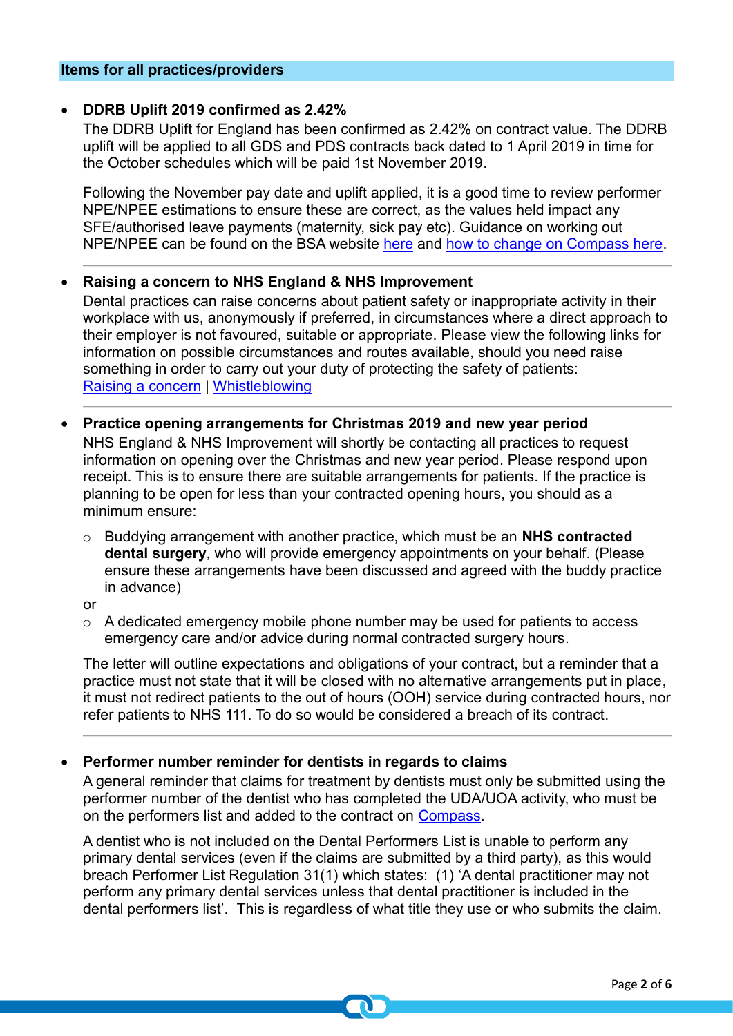## Items for all practices/providers

- **DDRB Uplift 2019 confirmed as 2.42%**

  The DDRB Uplift for England has been confirmed as 2.42% on contract value. The DDRB uplift will be applied to all GDS and PDS contracts back dated to 1 April 2019 in time for the October schedules which will be paid 1st November 2019.

  Following the November pay date and uplift applied, it is a good time to review performer NPE/NPEE estimations to ensure these are correct, as the values held impact any SFE/authorised leave payments (maternity, sick pay etc). Guidance on working out NPE/NPEE can be found on the BSA website here and how to change on Compass here.

---

- **Raising a concern to NHS England & NHS Improvement**

  Dental practices can raise concerns about patient safety or inappropriate activity in their workplace with us, anonymously if preferred, in circumstances where a direct approach to their employer is not favoured, suitable or appropriate. Please view the following links for information on possible circumstances and routes available, should you need raise something in order to carry out your duty of protecting the safety of patients:
  Raising a concern | Whistleblowing

---

- **Practice opening arrangements for Christmas 2019 and new year period**

  NHS England & NHS Improvement will shortly be contacting all practices to request information on opening over the Christmas and new year period. Please respond upon receipt. This is to ensure there are suitable arrangements for patients. If the practice is planning to be open for less than your contracted opening hours, you should as a minimum ensure:

  - Buddying arrangement with another practice, which must be an **NHS contracted dental surgery**, who will provide emergency appointments on your behalf. (Please ensure these arrangements have been discussed and agreed with the buddy practice in advance)

  or

  - A dedicated emergency mobile phone number may be used for patients to access emergency care and/or advice during normal contracted surgery hours.

  The letter will outline expectations and obligations of your contract, but a reminder that a practice must not state that it will be closed with no alternative arrangements put in place, it must not redirect patients to the out of hours (OOH) service during contracted hours, nor refer patients to NHS 111. To do so would be considered a breach of its contract.

---

- **Performer number reminder for dentists in regards to claims**

  A general reminder that claims for treatment by dentists must only be submitted using the performer number of the dentist who has completed the UDA/UOA activity, who must be on the performers list and added to the contract on Compass.

  A dentist who is not included on the Dental Performers List is unable to perform any primary dental services (even if the claims are submitted by a third party), as this would breach Performer List Regulation 31(1) which states: (1) 'A dental practitioner may not perform any primary dental services unless that dental practitioner is included in the dental performers list'. This is regardless of what title they use or who submits the claim.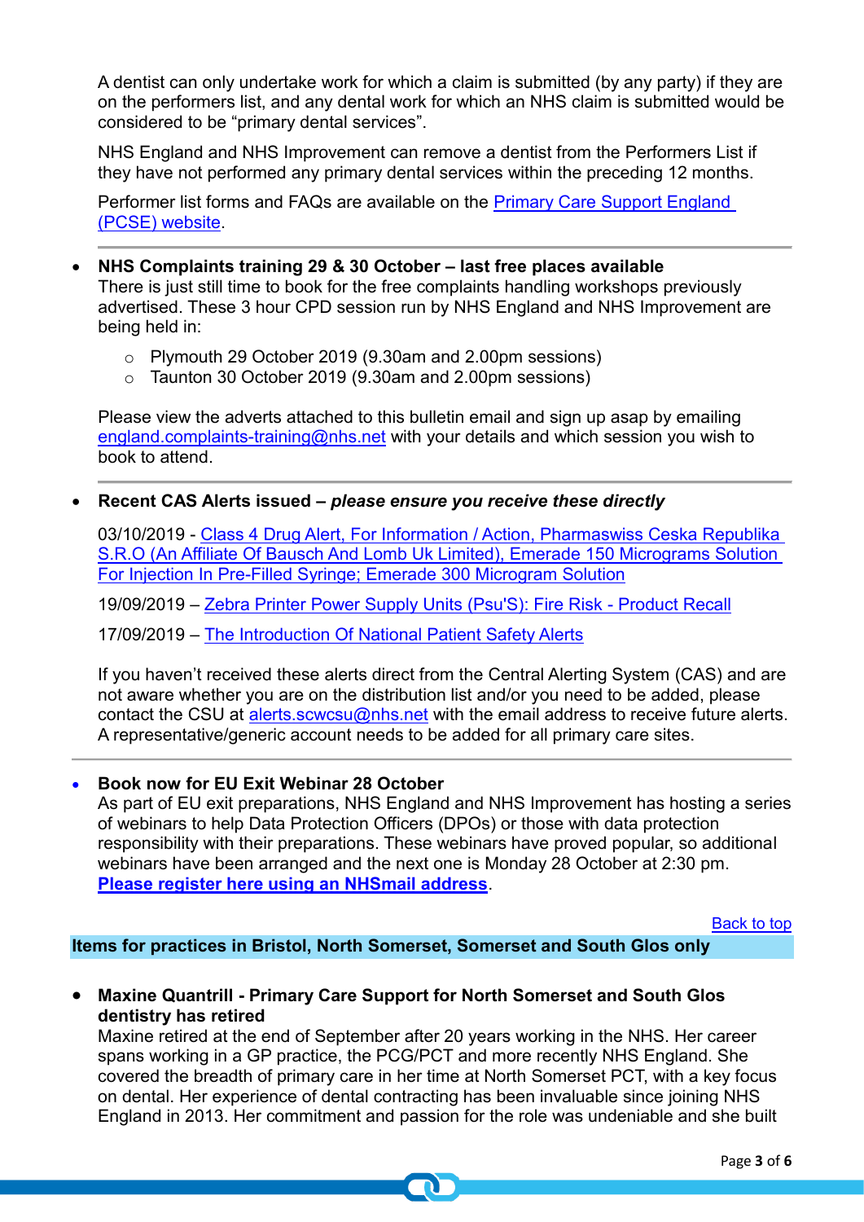A dentist can only undertake work for which a claim is submitted (by any party) if they are on the performers list, and any dental work for which an NHS claim is submitted would be considered to be "primary dental services".

NHS England and NHS Improvement can remove a dentist from the Performers List if they have not performed any primary dental services within the preceding 12 months.

Performer list forms and FAQs are available on the [Primary Care Support England (PCSE) website](#).

---

- **NHS Complaints training 29 & 30 October – last free places available**
  There is just still time to book for the free complaints handling workshops previously advertised. These 3 hour CPD session run by NHS England and NHS Improvement are being held in:

  - Plymouth 29 October 2019 (9.30am and 2.00pm sessions)
  - Taunton 30 October 2019 (9.30am and 2.00pm sessions)

  Please view the adverts attached to this bulletin email and sign up asap by emailing england.complaints-training@nhs.net with your details and which session you wish to book to attend.

---

- **Recent CAS Alerts issued –** ***please ensure you receive these directly***

  03/10/2019 - [Class 4 Drug Alert, For Information / Action, Pharmaswiss Ceska Republika S.R.O (An Affiliate Of Bausch And Lomb Uk Limited), Emerade 150 Micrograms Solution For Injection In Pre-Filled Syringe; Emerade 300 Microgram Solution](#)

  19/09/2019 – [Zebra Printer Power Supply Units (Psu'S): Fire Risk - Product Recall](#)

  17/09/2019 – [The Introduction Of National Patient Safety Alerts](#)

  If you haven't received these alerts direct from the Central Alerting System (CAS) and are not aware whether you are on the distribution list and/or you need to be added, please contact the CSU at alerts.scwcsu@nhs.net with the email address to receive future alerts. A representative/generic account needs to be added for all primary care sites.

---

- **Book now for EU Exit Webinar 28 October**
  As part of EU exit preparations, NHS England and NHS Improvement has hosting a series of webinars to help Data Protection Officers (DPOs) or those with data protection responsibility with their preparations. These webinars have proved popular, so additional webinars have been arranged and the next one is Monday 28 October at 2:30 pm. **[Please register here using an NHSmail address](#)**.

[Back to top](#)

## Items for practices in Bristol, North Somerset, Somerset and South Glos only

- **Maxine Quantrill - Primary Care Support for North Somerset and South Glos dentistry has retired**
  Maxine retired at the end of September after 20 years working in the NHS. Her career spans working in a GP practice, the PCG/PCT and more recently NHS England. She covered the breadth of primary care in her time at North Somerset PCT, with a key focus on dental. Her experience of dental contracting has been invaluable since joining NHS England in 2013. Her commitment and passion for the role was undeniable and she built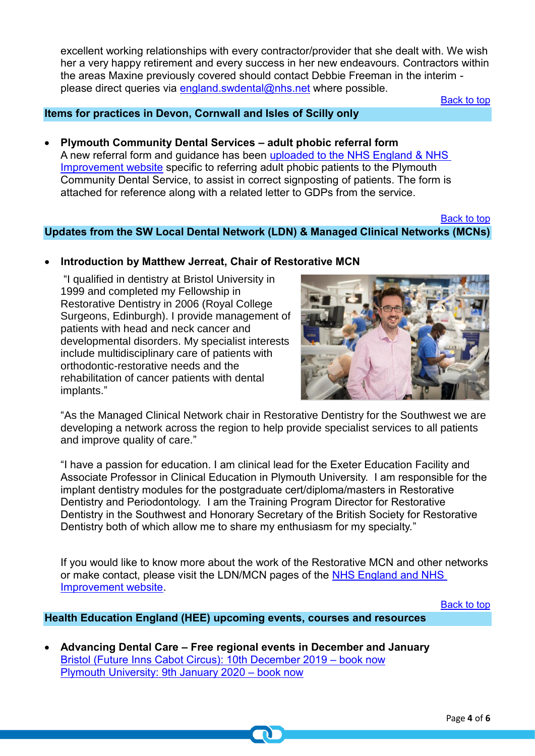excellent working relationships with every contractor/provider that she dealt with. We wish her a very happy retirement and every success in her new endeavours. Contractors within the areas Maxine previously covered should contact Debbie Freeman in the interim - please direct queries via england.swdental@nhs.net where possible.

Back to top

## Items for practices in Devon, Cornwall and Isles of Scilly only

- **Plymouth Community Dental Services – adult phobic referral form**
  A new referral form and guidance has been uploaded to the NHS England & NHS Improvement website specific to referring adult phobic patients to the Plymouth Community Dental Service, to assist in correct signposting of patients. The form is attached for reference along with a related letter to GDPs from the service.

Back to top

## Updates from the SW Local Dental Network (LDN) & Managed Clinical Networks (MCNs)

- **Introduction by Matthew Jerreat, Chair of Restorative MCN**

  "I qualified in dentistry at Bristol University in 1999 and completed my Fellowship in Restorative Dentistry in 2006 (Royal College Surgeons, Edinburgh). I provide management of patients with head and neck cancer and developmental disorders. My specialist interests include multidisciplinary care of patients with orthodontic-restorative needs and the rehabilitation of cancer patients with dental implants."

  "As the Managed Clinical Network chair in Restorative Dentistry for the Southwest we are developing a network across the region to help provide specialist services to all patients and improve quality of care."

  "I have a passion for education. I am clinical lead for the Exeter Education Facility and Associate Professor in Clinical Education in Plymouth University. I am responsible for the implant dentistry modules for the postgraduate cert/diploma/masters in Restorative Dentistry and Periodontology. I am the Training Program Director for Restorative Dentistry in the Southwest and Honorary Secretary of the British Society for Restorative Dentistry both of which allow me to share my enthusiasm for my specialty."

  If you would like to know more about the work of the Restorative MCN and other networks or make contact, please visit the LDN/MCN pages of the NHS England and NHS Improvement website.

Back to top

## Health Education England (HEE) upcoming events, courses and resources

- **Advancing Dental Care – Free regional events in December and January**
  Bristol (Future Inns Cabot Circus): 10th December 2019 – book now
  Plymouth University: 9th January 2020 – book now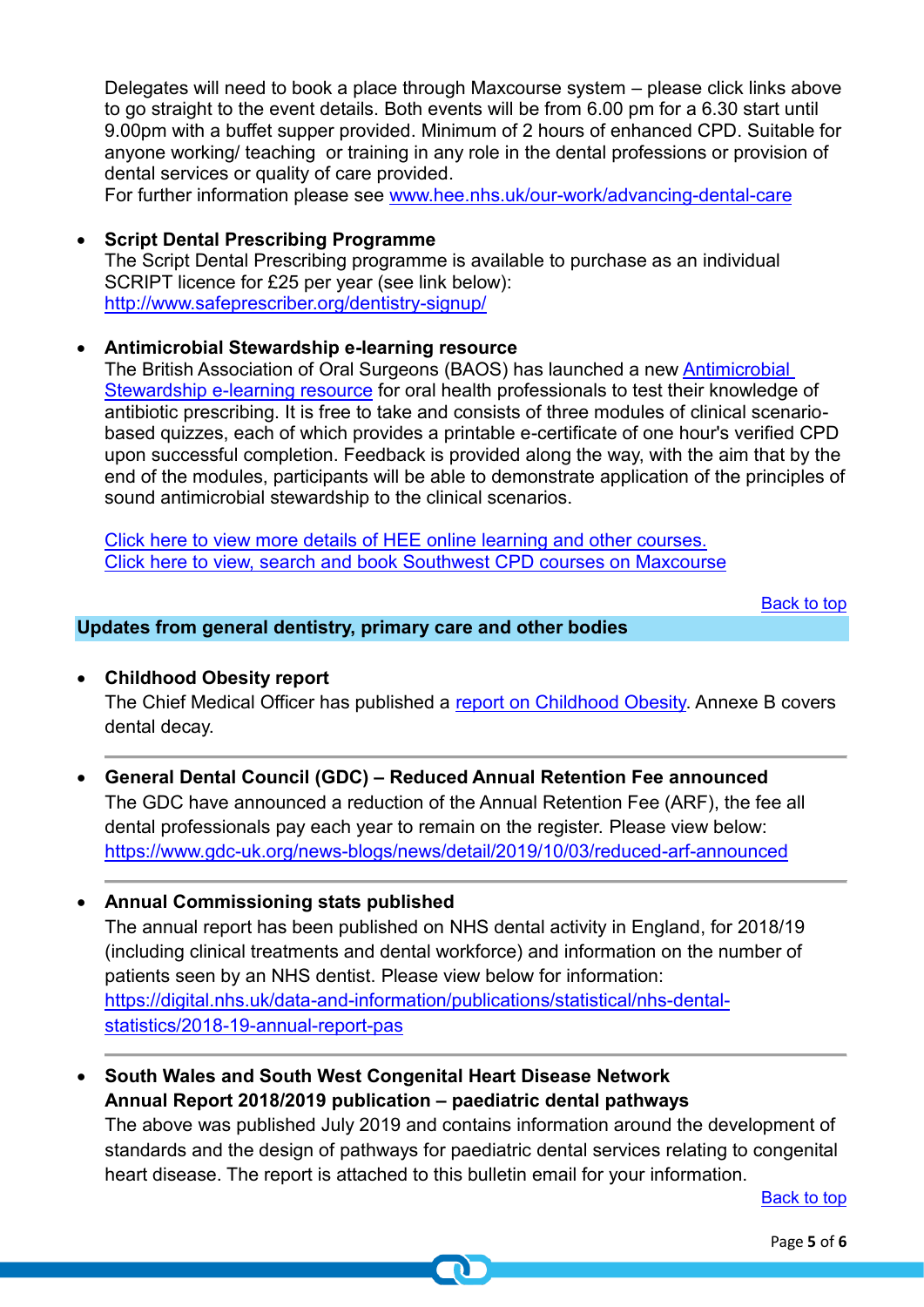Delegates will need to book a place through Maxcourse system – please click links above to go straight to the event details. Both events will be from 6.00 pm for a 6.30 start until 9.00pm with a buffet supper provided. Minimum of 2 hours of enhanced CPD. Suitable for anyone working/ teaching or training in any role in the dental professions or provision of dental services or quality of care provided.
For further information please see www.hee.nhs.uk/our-work/advancing-dental-care

- **Script Dental Prescribing Programme**
  The Script Dental Prescribing programme is available to purchase as an individual SCRIPT licence for £25 per year (see link below):
  http://www.safeprescriber.org/dentistry-signup/

- **Antimicrobial Stewardship e-learning resource**
  The British Association of Oral Surgeons (BAOS) has launched a new Antimicrobial Stewardship e-learning resource for oral health professionals to test their knowledge of antibiotic prescribing. It is free to take and consists of three modules of clinical scenario-based quizzes, each of which provides a printable e-certificate of one hour's verified CPD upon successful completion. Feedback is provided along the way, with the aim that by the end of the modules, participants will be able to demonstrate application of the principles of sound antimicrobial stewardship to the clinical scenarios.

  Click here to view more details of HEE online learning and other courses.
  Click here to view, search and book Southwest CPD courses on Maxcourse

Back to top

## Updates from general dentistry, primary care and other bodies

- **Childhood Obesity report**
  The Chief Medical Officer has published a report on Childhood Obesity. Annexe B covers dental decay.

- **General Dental Council (GDC) – Reduced Annual Retention Fee announced**
  The GDC have announced a reduction of the Annual Retention Fee (ARF), the fee all dental professionals pay each year to remain on the register. Please view below:
  https://www.gdc-uk.org/news-blogs/news/detail/2019/10/03/reduced-arf-announced

- **Annual Commissioning stats published**
  The annual report has been published on NHS dental activity in England, for 2018/19 (including clinical treatments and dental workforce) and information on the number of patients seen by an NHS dentist. Please view below for information:
  https://digital.nhs.uk/data-and-information/publications/statistical/nhs-dental-statistics/2018-19-annual-report-pas

- **South Wales and South West Congenital Heart Disease Network Annual Report 2018/2019 publication – paediatric dental pathways**
  The above was published July 2019 and contains information around the development of standards and the design of pathways for paediatric dental services relating to congenital heart disease. The report is attached to this bulletin email for your information.

Back to top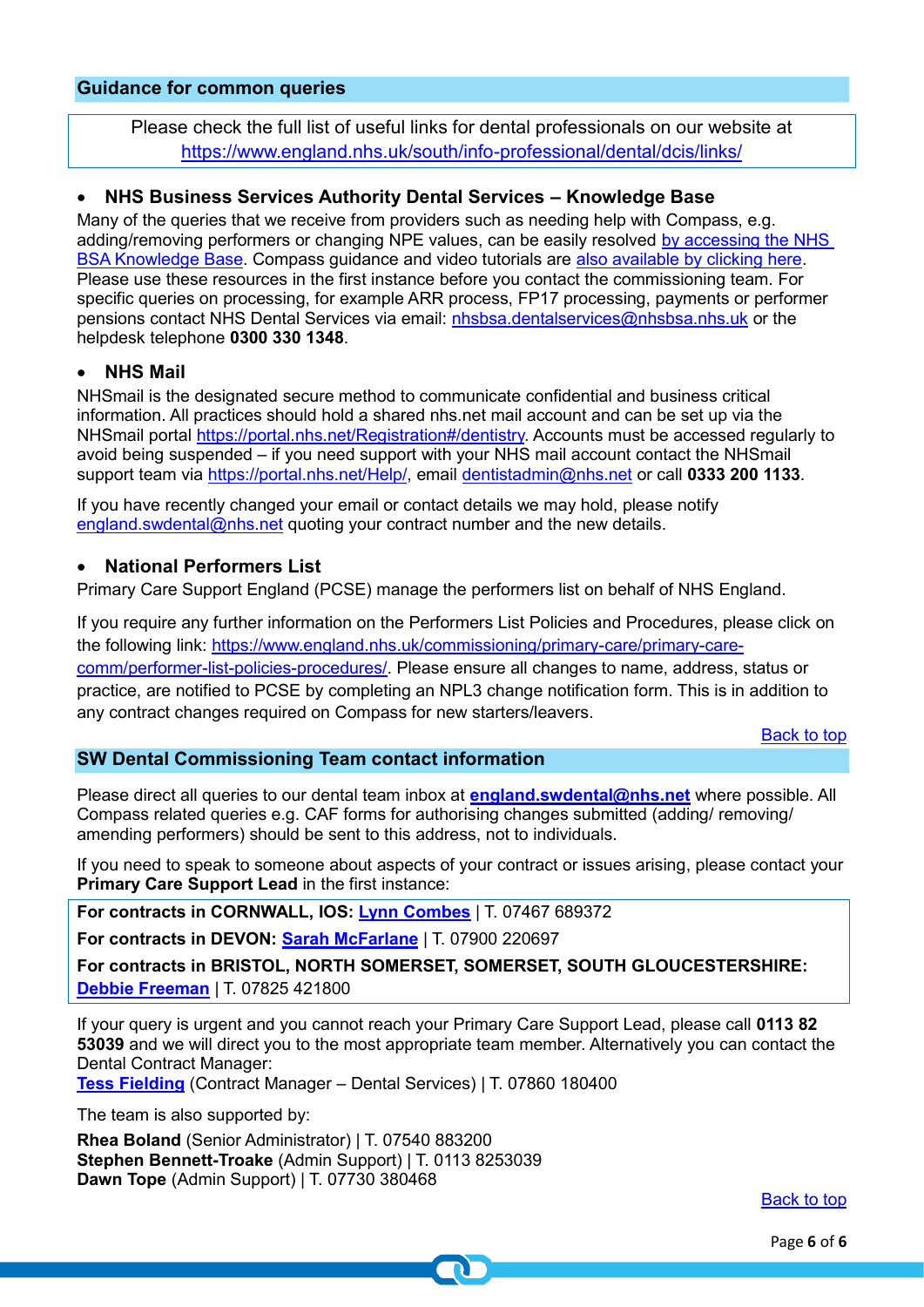## Guidance for common queries

Please check the full list of useful links for dental professionals on our website at https://www.england.nhs.uk/south/info-professional/dental/dcis/links/

- **NHS Business Services Authority Dental Services – Knowledge Base**

Many of the queries that we receive from providers such as needing help with Compass, e.g. adding/removing performers or changing NPE values, can be easily resolved by accessing the NHS BSA Knowledge Base. Compass guidance and video tutorials are also available by clicking here. Please use these resources in the first instance before you contact the commissioning team. For specific queries on processing, for example ARR process, FP17 processing, payments or performer pensions contact NHS Dental Services via email: nhsbsa.dentalservices@nhsbsa.nhs.uk or the helpdesk telephone **0300 330 1348**.

- **NHS Mail**

NHSmail is the designated secure method to communicate confidential and business critical information. All practices should hold a shared nhs.net mail account and can be set up via the NHSmail portal https://portal.nhs.net/Registration#/dentistry. Accounts must be accessed regularly to avoid being suspended – if you need support with your NHS mail account contact the NHSmail support team via https://portal.nhs.net/Help/, email dentistadmin@nhs.net or call **0333 200 1133**.

If you have recently changed your email or contact details we may hold, please notify england.swdental@nhs.net quoting your contract number and the new details.

- **National Performers List**

Primary Care Support England (PCSE) manage the performers list on behalf of NHS England.

If you require any further information on the Performers List Policies and Procedures, please click on the following link: https://www.england.nhs.uk/commissioning/primary-care/primary-care-comm/performer-list-policies-procedures/. Please ensure all changes to name, address, status or practice, are notified to PCSE by completing an NPL3 change notification form. This is in addition to any contract changes required on Compass for new starters/leavers.

Back to top

## SW Dental Commissioning Team contact information

Please direct all queries to our dental team inbox at **england.swdental@nhs.net** where possible. All Compass related queries e.g. CAF forms for authorising changes submitted (adding/ removing/ amending performers) should be sent to this address, not to individuals.

If you need to speak to someone about aspects of your contract or issues arising, please contact your **Primary Care Support Lead** in the first instance:

**For contracts in CORNWALL, IOS: Lynn Combes** | T. 07467 689372

**For contracts in DEVON: Sarah McFarlane** | T. 07900 220697

**For contracts in BRISTOL, NORTH SOMERSET, SOMERSET, SOUTH GLOUCESTERSHIRE: Debbie Freeman** | T. 07825 421800

If your query is urgent and you cannot reach your Primary Care Support Lead, please call **0113 82 53039** and we will direct you to the most appropriate team member. Alternatively you can contact the Dental Contract Manager:
**Tess Fielding** (Contract Manager – Dental Services) | T. 07860 180400

The team is also supported by:

**Rhea Boland** (Senior Administrator) | T. 07540 883200
**Stephen Bennett-Troake** (Admin Support) | T. 0113 8253039
**Dawn Tope** (Admin Support) | T. 07730 380468

Back to top